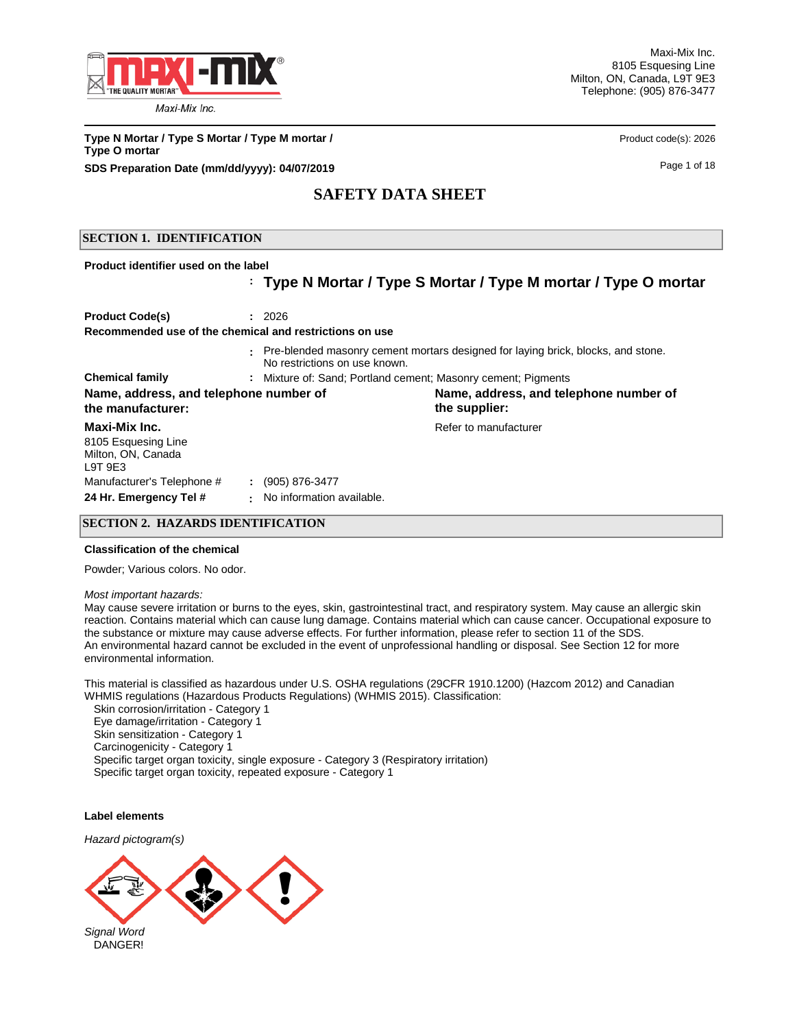Maxi-Mix Inc.
8105 Esquesing Line
Milton, ON, Canada, L9T 9E3
Telephone: (905) 876-3477

**Type N Mortar / Type S Mortar / Type M mortar / Type O mortar**

Product code(s): 2026

**SDS Preparation Date (mm/dd/yyyy): 04/07/2019**

# SAFETY DATA SHEET

## SECTION 1. IDENTIFICATION

**Product identifier used on the label**
: **Type N Mortar / Type S Mortar / Type M mortar / Type O mortar**

**Product Code(s)** : 2026

**Recommended use of the chemical and restrictions on use**
: Pre-blended masonry cement mortars designed for laying brick, blocks, and stone. No restrictions on use known.

**Chemical family** : Mixture of: Sand; Portland cement; Masonry cement; Pigments

**Name, address, and telephone number of the manufacturer:**

**Maxi-Mix Inc.**
8105 Esquesing Line
Milton, ON, Canada
L9T 9E3

**Name, address, and telephone number of the supplier:**

Refer to manufacturer

Manufacturer's Telephone # : (905) 876-3477

**24 Hr. Emergency Tel #** : No information available.

## SECTION 2. HAZARDS IDENTIFICATION

**Classification of the chemical**

Powder; Various colors. No odor.

*Most important hazards:*
May cause severe irritation or burns to the eyes, skin, gastrointestinal tract, and respiratory system. May cause an allergic skin reaction. Contains material which can cause lung damage. Contains material which can cause cancer. Occupational exposure to the substance or mixture may cause adverse effects. For further information, please refer to section 11 of the SDS.
An environmental hazard cannot be excluded in the event of unprofessional handling or disposal. See Section 12 for more environmental information.

This material is classified as hazardous under U.S. OSHA regulations (29CFR 1910.1200) (Hazcom 2012) and Canadian WHMIS regulations (Hazardous Products Regulations) (WHMIS 2015). Classification:
- Skin corrosion/irritation - Category 1
- Eye damage/irritation - Category 1
- Skin sensitization - Category 1
- Carcinogenicity - Category 1
- Specific target organ toxicity, single exposure - Category 3 (Respiratory irritation)
- Specific target organ toxicity, repeated exposure - Category 1

**Label elements**

*Hazard pictogram(s)*

*Signal Word*
DANGER!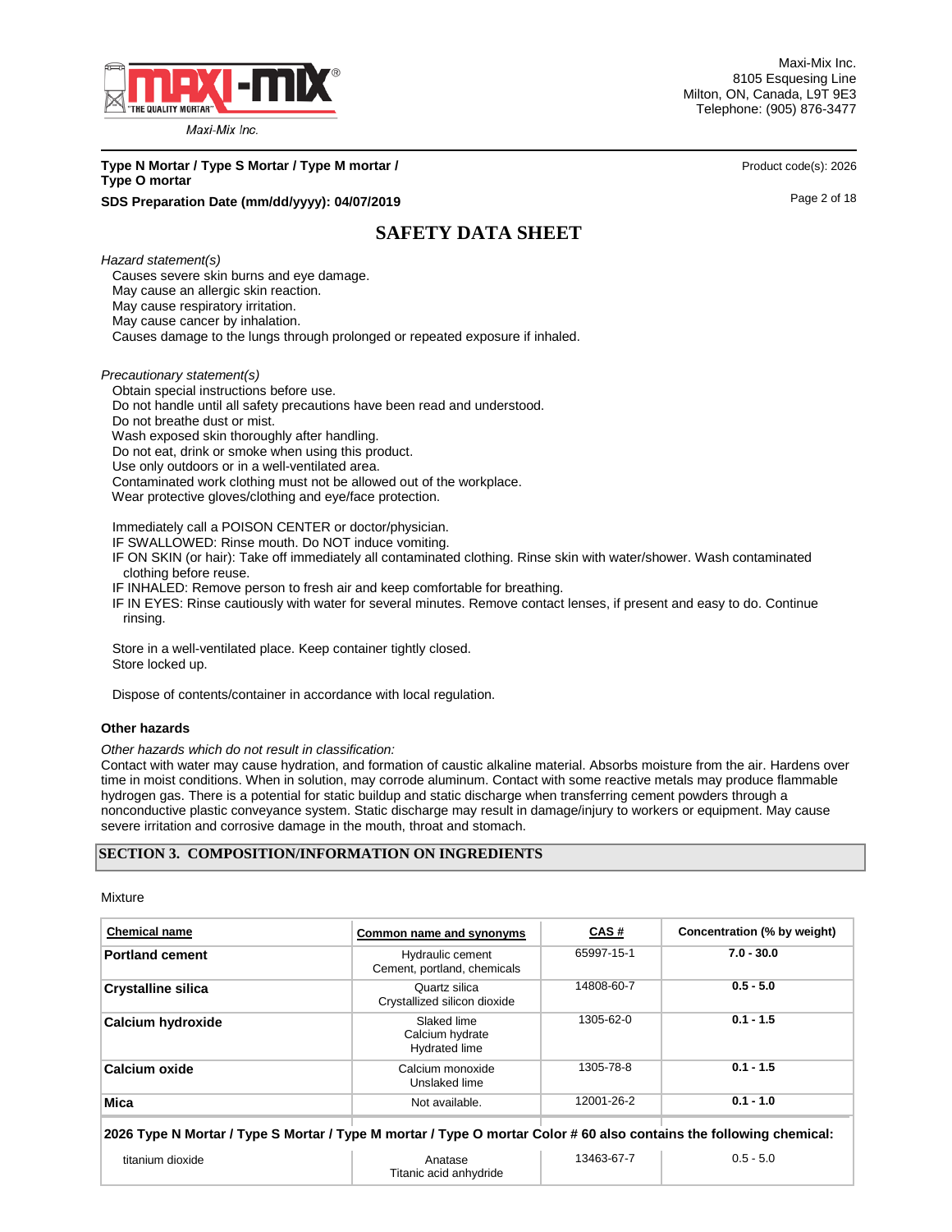*Hazard statement(s)*

Causes severe skin burns and eye damage.
May cause an allergic skin reaction.
May cause respiratory irritation.
May cause cancer by inhalation.
Causes damage to the lungs through prolonged or repeated exposure if inhaled.

*Precautionary statement(s)*

Obtain special instructions before use.
Do not handle until all safety precautions have been read and understood.
Do not breathe dust or mist.
Wash exposed skin thoroughly after handling.
Do not eat, drink or smoke when using this product.
Use only outdoors or in a well-ventilated area.
Contaminated work clothing must not be allowed out of the workplace.
Wear protective gloves/clothing and eye/face protection.

Immediately call a POISON CENTER or doctor/physician.
IF SWALLOWED: Rinse mouth. Do NOT induce vomiting.
IF ON SKIN (or hair): Take off immediately all contaminated clothing. Rinse skin with water/shower. Wash contaminated clothing before reuse.
IF INHALED: Remove person to fresh air and keep comfortable for breathing.
IF IN EYES: Rinse cautiously with water for several minutes. Remove contact lenses, if present and easy to do. Continue rinsing.

Store in a well-ventilated place. Keep container tightly closed.
Store locked up.

Dispose of contents/container in accordance with local regulation.

**Other hazards**

*Other hazards which do not result in classification:*
Contact with water may cause hydration, and formation of caustic alkaline material. Absorbs moisture from the air. Hardens over time in moist conditions. When in solution, may corrode aluminum. Contact with some reactive metals may produce flammable hydrogen gas. There is a potential for static buildup and static discharge when transferring cement powders through a nonconductive plastic conveyance system. Static discharge may result in damage/injury to workers or equipment. May cause severe irritation and corrosive damage in the mouth, throat and stomach.

## SECTION 3. COMPOSITION/INFORMATION ON INGREDIENTS

Mixture

| Chemical name | Common name and synonyms | CAS # | Concentration (% by weight) |
|---|---|---|---|
| **Portland cement** | Hydraulic cement<br>Cement, portland, chemicals | 65997-15-1 | **7.0 - 30.0** |
| **Crystalline silica** | Quartz silica<br>Crystallized silicon dioxide | 14808-60-7 | **0.5 - 5.0** |
| **Calcium hydroxide** | Slaked lime<br>Calcium hydrate<br>Hydrated lime | 1305-62-0 | **0.1 - 1.5** |
| **Calcium oxide** | Calcium monoxide<br>Unslaked lime | 1305-78-8 | **0.1 - 1.5** |
| **Mica** | Not available. | 12001-26-2 | **0.1 - 1.0** |
| **2026 Type N Mortar / Type S Mortar / Type M mortar / Type O mortar Color # 60 also contains the following chemical:** | | | |
| titanium dioxide | Anatase<br>Titanic acid anhydride | 13463-67-7 | 0.5 - 5.0 |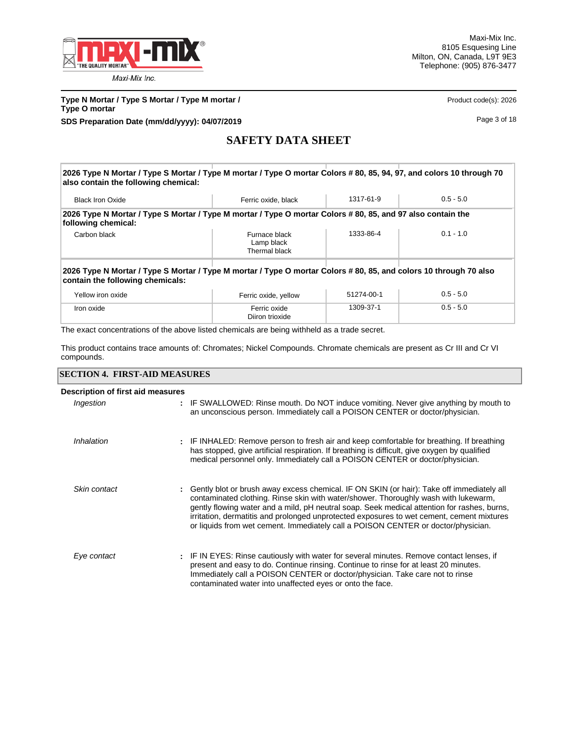| | | | |
|---|---|---|---|
| **2026 Type N Mortar / Type S Mortar / Type M mortar / Type O mortar Colors # 80, 85, 94, 97, and colors 10 through 70 also contain the following chemical:** | | | |
| Black Iron Oxide | Ferric oxide, black | 1317-61-9 | 0.5 - 5.0 |
| **2026 Type N Mortar / Type S Mortar / Type M mortar / Type O mortar Colors # 80, 85, and 97 also contain the following chemical:** | | | |
| Carbon black | Furnace black<br>Lamp black<br>Thermal black | 1333-86-4 | 0.1 - 1.0 |
| **2026 Type N Mortar / Type S Mortar / Type M mortar / Type O mortar Colors # 80, 85, and colors 10 through 70 also contain the following chemicals:** | | | |
| Yellow iron oxide | Ferric oxide, yellow | 51274-00-1 | 0.5 - 5.0 |
| Iron oxide | Ferric oxide<br>Diiron trioxide | 1309-37-1 | 0.5 - 5.0 |

The exact concentrations of the above listed chemicals are being withheld as a trade secret.

This product contains trace amounts of: Chromates; Nickel Compounds. Chromate chemicals are present as Cr III and Cr VI compounds.

## SECTION 4. FIRST-AID MEASURES

**Description of first aid measures**

*Ingestion* : IF SWALLOWED: Rinse mouth. Do NOT induce vomiting. Never give anything by mouth to an unconscious person. Immediately call a POISON CENTER or doctor/physician.

*Inhalation* : IF INHALED: Remove person to fresh air and keep comfortable for breathing. If breathing has stopped, give artificial respiration. If breathing is difficult, give oxygen by qualified medical personnel only. Immediately call a POISON CENTER or doctor/physician.

*Skin contact* : Gently blot or brush away excess chemical. IF ON SKIN (or hair): Take off immediately all contaminated clothing. Rinse skin with water/shower. Thoroughly wash with lukewarm, gently flowing water and a mild, pH neutral soap. Seek medical attention for rashes, burns, irritation, dermatitis and prolonged unprotected exposures to wet cement, cement mixtures or liquids from wet cement. Immediately call a POISON CENTER or doctor/physician.

*Eye contact* : IF IN EYES: Rinse cautiously with water for several minutes. Remove contact lenses, if present and easy to do. Continue rinsing. Continue to rinse for at least 20 minutes. Immediately call a POISON CENTER or doctor/physician. Take care not to rinse contaminated water into unaffected eyes or onto the face.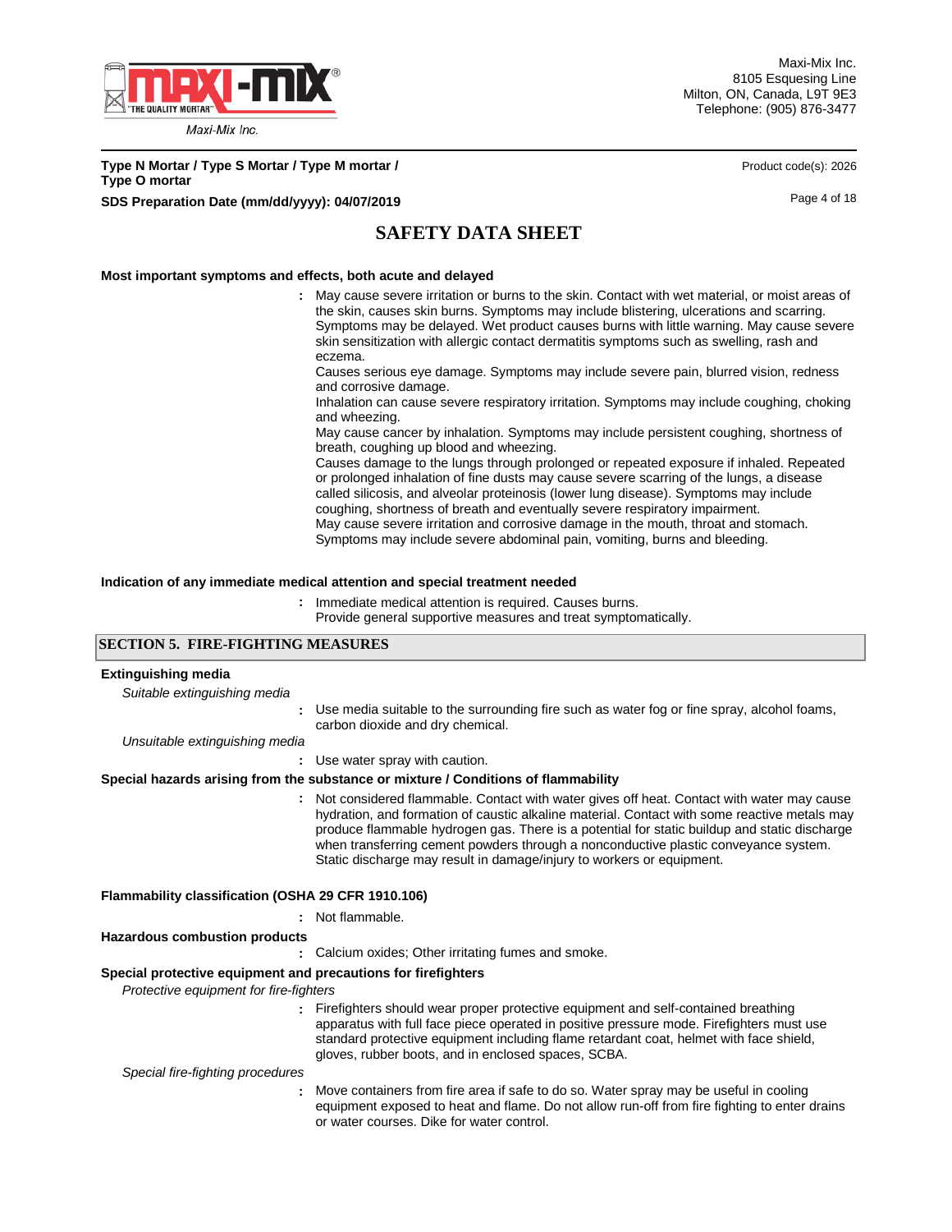**Most important symptoms and effects, both acute and delayed**

: May cause severe irritation or burns to the skin. Contact with wet material, or moist areas of the skin, causes skin burns. Symptoms may include blistering, ulcerations and scarring. Symptoms may be delayed. Wet product causes burns with little warning. May cause severe skin sensitization with allergic contact dermatitis symptoms such as swelling, rash and eczema.
Causes serious eye damage. Symptoms may include severe pain, blurred vision, redness and corrosive damage.
Inhalation can cause severe respiratory irritation. Symptoms may include coughing, choking and wheezing.
May cause cancer by inhalation. Symptoms may include persistent coughing, shortness of breath, coughing up blood and wheezing.
Causes damage to the lungs through prolonged or repeated exposure if inhaled. Repeated or prolonged inhalation of fine dusts may cause severe scarring of the lungs, a disease called silicosis, and alveolar proteinosis (lower lung disease). Symptoms may include coughing, shortness of breath and eventually severe respiratory impairment.
May cause severe irritation and corrosive damage in the mouth, throat and stomach. Symptoms may include severe abdominal pain, vomiting, burns and bleeding.

**Indication of any immediate medical attention and special treatment needed**

: Immediate medical attention is required. Causes burns.
Provide general supportive measures and treat symptomatically.

## SECTION 5. FIRE-FIGHTING MEASURES

**Extinguishing media**

*Suitable extinguishing media*

: Use media suitable to the surrounding fire such as water fog or fine spray, alcohol foams, carbon dioxide and dry chemical.

*Unsuitable extinguishing media*

: Use water spray with caution.

**Special hazards arising from the substance or mixture / Conditions of flammability**

: Not considered flammable. Contact with water gives off heat. Contact with water may cause hydration, and formation of caustic alkaline material. Contact with some reactive metals may produce flammable hydrogen gas. There is a potential for static buildup and static discharge when transferring cement powders through a nonconductive plastic conveyance system. Static discharge may result in damage/injury to workers or equipment.

**Flammability classification (OSHA 29 CFR 1910.106)**

: Not flammable.

**Hazardous combustion products**

: Calcium oxides; Other irritating fumes and smoke.

**Special protective equipment and precautions for firefighters**

*Protective equipment for fire-fighters*

: Firefighters should wear proper protective equipment and self-contained breathing apparatus with full face piece operated in positive pressure mode. Firefighters must use standard protective equipment including flame retardant coat, helmet with face shield, gloves, rubber boots, and in enclosed spaces, SCBA.

*Special fire-fighting procedures*

: Move containers from fire area if safe to do so. Water spray may be useful in cooling equipment exposed to heat and flame. Do not allow run-off from fire fighting to enter drains or water courses. Dike for water control.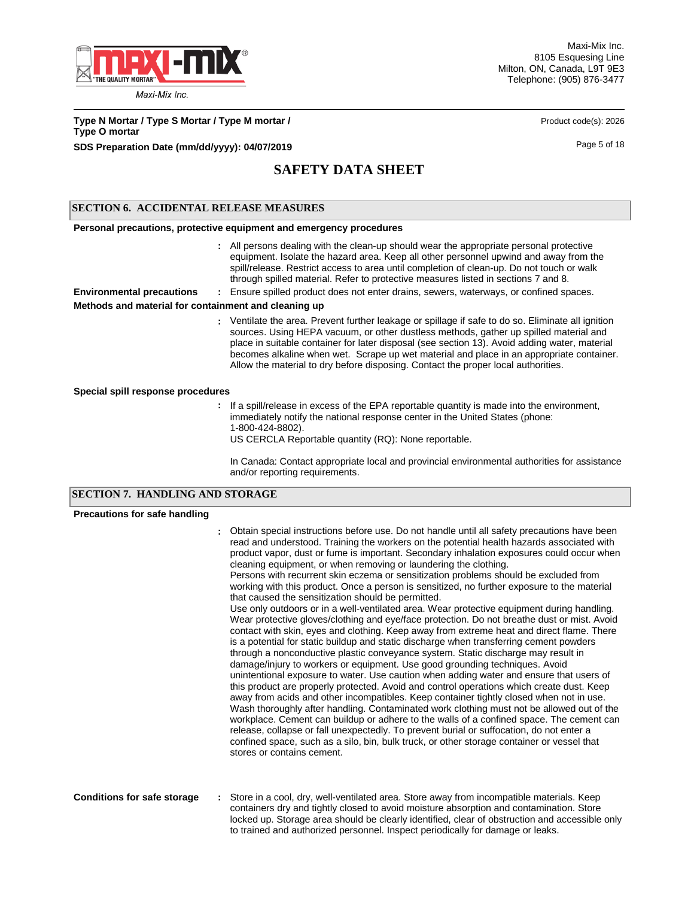## SECTION 6. ACCIDENTAL RELEASE MEASURES

**Personal precautions, protective equipment and emergency procedures**

: All persons dealing with the clean-up should wear the appropriate personal protective equipment. Isolate the hazard area. Keep all other personnel upwind and away from the spill/release. Restrict access to area until completion of clean-up. Do not touch or walk through spilled material. Refer to protective measures listed in sections 7 and 8.

**Environmental precautions** : Ensure spilled product does not enter drains, sewers, waterways, or confined spaces.

**Methods and material for containment and cleaning up**

: Ventilate the area. Prevent further leakage or spillage if safe to do so. Eliminate all ignition sources. Using HEPA vacuum, or other dustless methods, gather up spilled material and place in suitable container for later disposal (see section 13). Avoid adding water, material becomes alkaline when wet. Scrape up wet material and place in an appropriate container. Allow the material to dry before disposing. Contact the proper local authorities.

**Special spill response procedures**

: If a spill/release in excess of the EPA reportable quantity is made into the environment, immediately notify the national response center in the United States (phone: 1-800-424-8802).
US CERCLA Reportable quantity (RQ): None reportable.

In Canada: Contact appropriate local and provincial environmental authorities for assistance and/or reporting requirements.

## SECTION 7. HANDLING AND STORAGE

**Precautions for safe handling**

: Obtain special instructions before use. Do not handle until all safety precautions have been read and understood. Training the workers on the potential health hazards associated with product vapor, dust or fume is important. Secondary inhalation exposures could occur when cleaning equipment, or when removing or laundering the clothing.
Persons with recurrent skin eczema or sensitization problems should be excluded from working with this product. Once a person is sensitized, no further exposure to the material that caused the sensitization should be permitted.
Use only outdoors or in a well-ventilated area. Wear protective equipment during handling. Wear protective gloves/clothing and eye/face protection. Do not breathe dust or mist. Avoid contact with skin, eyes and clothing. Keep away from extreme heat and direct flame. There is a potential for static buildup and static discharge when transferring cement powders through a nonconductive plastic conveyance system. Static discharge may result in damage/injury to workers or equipment. Use good grounding techniques. Avoid unintentional exposure to water. Use caution when adding water and ensure that users of this product are properly protected. Avoid and control operations which create dust. Keep away from acids and other incompatibles. Keep container tightly closed when not in use. Wash thoroughly after handling. Contaminated work clothing must not be allowed out of the workplace. Cement can buildup or adhere to the walls of a confined space. The cement can release, collapse or fall unexpectedly. To prevent burial or suffocation, do not enter a confined space, such as a silo, bin, bulk truck, or other storage container or vessel that stores or contains cement.

**Conditions for safe storage** : Store in a cool, dry, well-ventilated area. Store away from incompatible materials. Keep containers dry and tightly closed to avoid moisture absorption and contamination. Store locked up. Storage area should be clearly identified, clear of obstruction and accessible only to trained and authorized personnel. Inspect periodically for damage or leaks.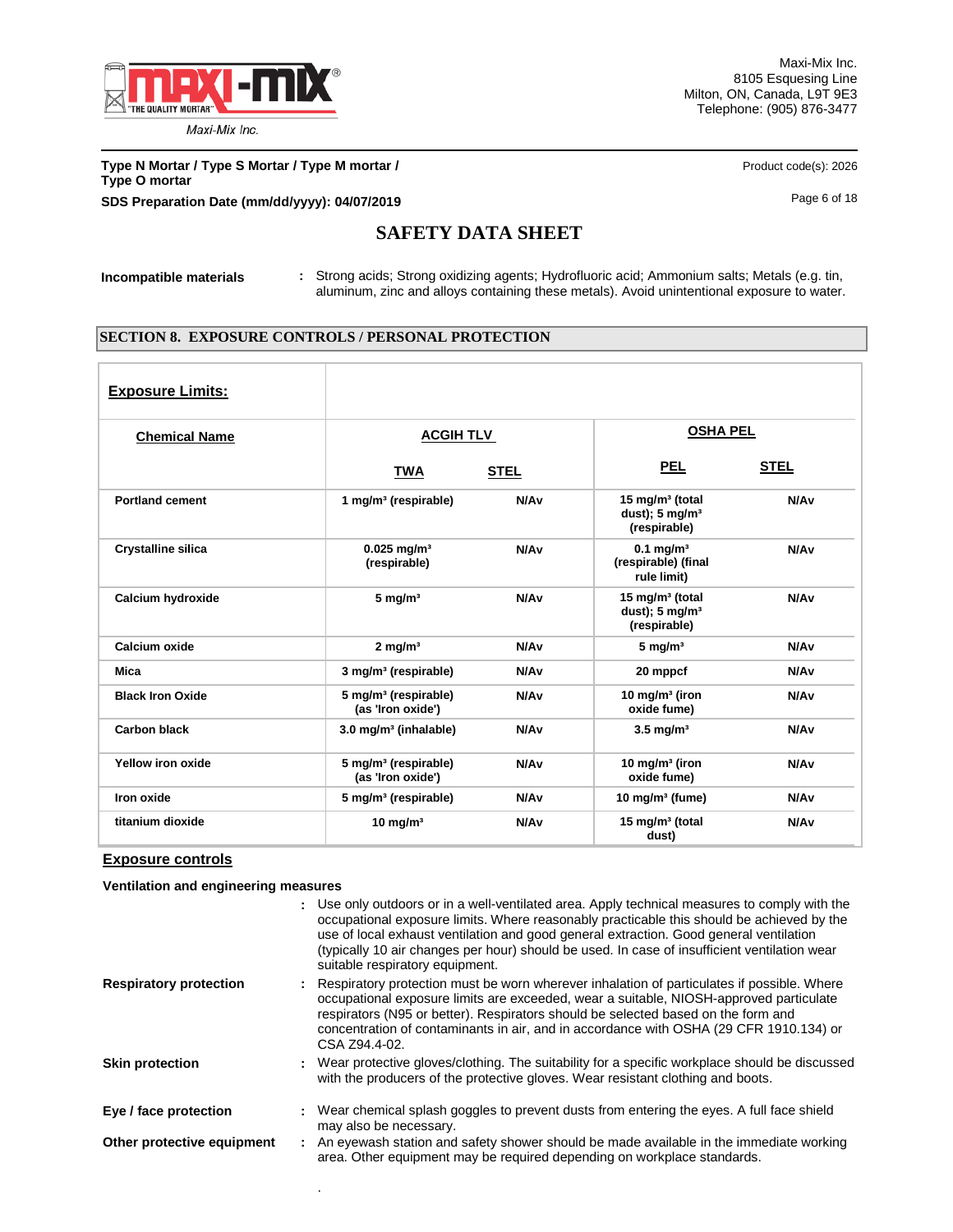**Incompatible materials** : Strong acids; Strong oxidizing agents; Hydrofluoric acid; Ammonium salts; Metals (e.g. tin, aluminum, zinc and alloys containing these metals). Avoid unintentional exposure to water.

## SECTION 8. EXPOSURE CONTROLS / PERSONAL PROTECTION

**Exposure Limits:**

| Chemical Name | ACGIH TLV | | OSHA PEL | |
|---|---|---|---|---|
| | TWA | STEL | PEL | STEL |
| Portland cement | 1 mg/m³ (respirable) | N/Av | 15 mg/m³ (total dust); 5 mg/m³ (respirable) | N/Av |
| Crystalline silica | 0.025 mg/m³ (respirable) | N/Av | 0.1 mg/m³ (respirable) (final rule limit) | N/Av |
| Calcium hydroxide | 5 mg/m³ | N/Av | 15 mg/m³ (total dust); 5 mg/m³ (respirable) | N/Av |
| Calcium oxide | 2 mg/m³ | N/Av | 5 mg/m³ | N/Av |
| Mica | 3 mg/m³ (respirable) | N/Av | 20 mppcf | N/Av |
| Black Iron Oxide | 5 mg/m³ (respirable) (as 'Iron oxide') | N/Av | 10 mg/m³ (iron oxide fume) | N/Av |
| Carbon black | 3.0 mg/m³ (inhalable) | N/Av | 3.5 mg/m³ | N/Av |
| Yellow iron oxide | 5 mg/m³ (respirable) (as 'Iron oxide') | N/Av | 10 mg/m³ (iron oxide fume) | N/Av |
| Iron oxide | 5 mg/m³ (respirable) | N/Av | 10 mg/m³ (fume) | N/Av |
| titanium dioxide | 10 mg/m³ | N/Av | 15 mg/m³ (total dust) | N/Av |

**Exposure controls**

**Ventilation and engineering measures**

: Use only outdoors or in a well-ventilated area. Apply technical measures to comply with the occupational exposure limits. Where reasonably practicable this should be achieved by the use of local exhaust ventilation and good general extraction. Good general ventilation (typically 10 air changes per hour) should be used. In case of insufficient ventilation wear suitable respiratory equipment.

**Respiratory protection** : Respiratory protection must be worn wherever inhalation of particulates if possible. Where occupational exposure limits are exceeded, wear a suitable, NIOSH-approved particulate respirators (N95 or better). Respirators should be selected based on the form and concentration of contaminants in air, and in accordance with OSHA (29 CFR 1910.134) or CSA Z94.4-02.

**Skin protection** : Wear protective gloves/clothing. The suitability for a specific workplace should be discussed with the producers of the protective gloves. Wear resistant clothing and boots.

**Eye / face protection** : Wear chemical splash goggles to prevent dusts from entering the eyes. A full face shield may also be necessary.

**Other protective equipment** : An eyewash station and safety shower should be made available in the immediate working area. Other equipment may be required depending on workplace standards.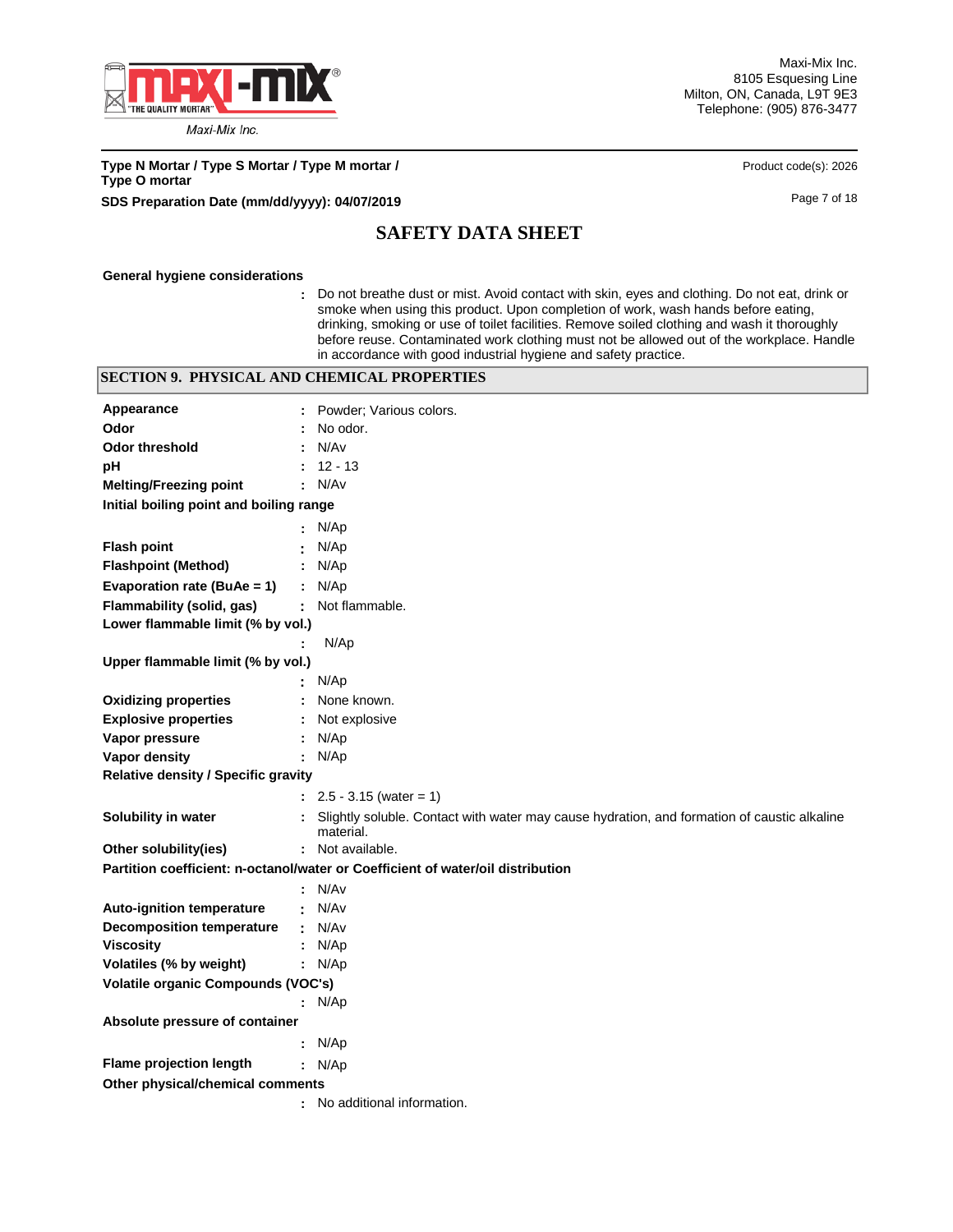**General hygiene considerations**

: Do not breathe dust or mist. Avoid contact with skin, eyes and clothing. Do not eat, drink or smoke when using this product. Upon completion of work, wash hands before eating, drinking, smoking or use of toilet facilities. Remove soiled clothing and wash it thoroughly before reuse. Contaminated work clothing must not be allowed out of the workplace. Handle in accordance with good industrial hygiene and safety practice.

## SECTION 9. PHYSICAL AND CHEMICAL PROPERTIES

| Property | Value |
|---|---|
| **Appearance** | Powder; Various colors. |
| **Odor** | No odor. |
| **Odor threshold** | N/Av |
| **pH** | 12 - 13 |
| **Melting/Freezing point** | N/Av |
| **Initial boiling point and boiling range** | N/Ap |
| **Flash point** | N/Ap |
| **Flashpoint (Method)** | N/Ap |
| **Evaporation rate (BuAe = 1)** | N/Ap |
| **Flammability (solid, gas)** | Not flammable. |
| **Lower flammable limit (% by vol.)** | N/Ap |
| **Upper flammable limit (% by vol.)** | N/Ap |
| **Oxidizing properties** | None known. |
| **Explosive properties** | Not explosive |
| **Vapor pressure** | N/Ap |
| **Vapor density** | N/Ap |
| **Relative density / Specific gravity** | 2.5 - 3.15 (water = 1) |
| **Solubility in water** | Slightly soluble. Contact with water may cause hydration, and formation of caustic alkaline material. |
| **Other solubility(ies)** | Not available. |
| **Partition coefficient: n-octanol/water or Coefficient of water/oil distribution** | N/Av |
| **Auto-ignition temperature** | N/Av |
| **Decomposition temperature** | N/Av |
| **Viscosity** | N/Ap |
| **Volatiles (% by weight)** | N/Ap |
| **Volatile organic Compounds (VOC's)** | N/Ap |
| **Absolute pressure of container** | N/Ap |
| **Flame projection length** | N/Ap |
| **Other physical/chemical comments** | No additional information. |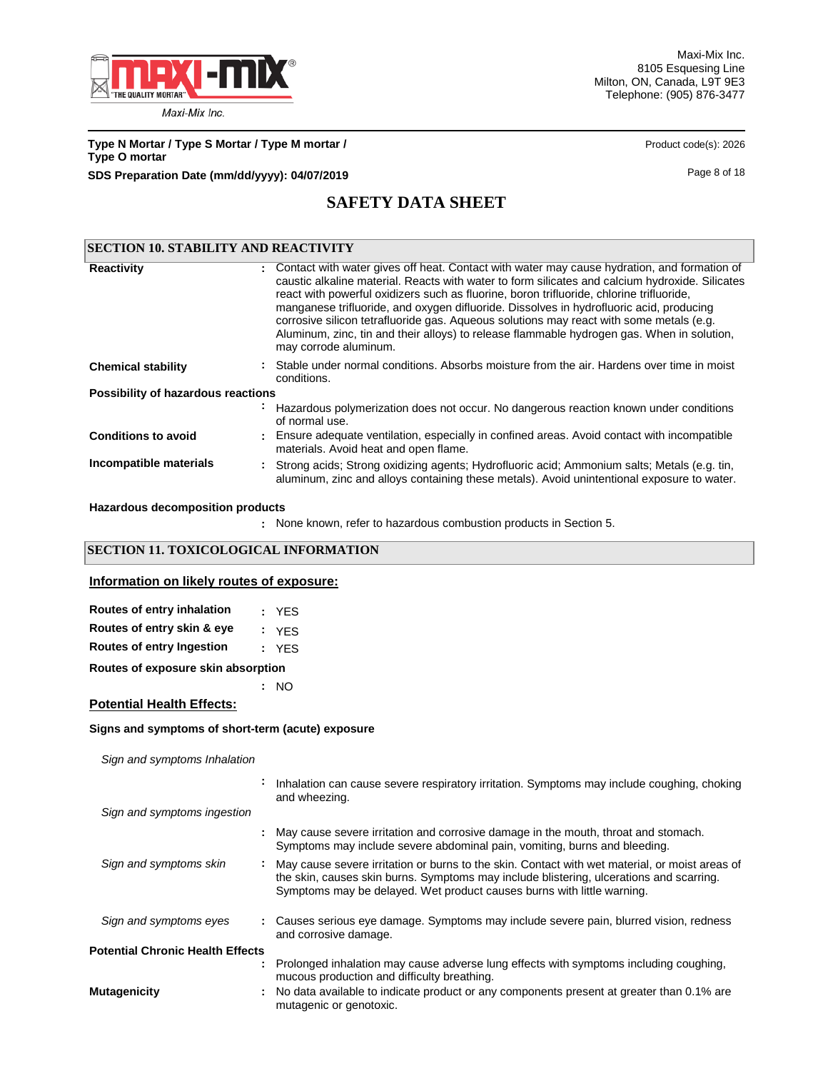# SAFETY DATA SHEET

## SECTION 10. STABILITY AND REACTIVITY

**Reactivity** : Contact with water gives off heat. Contact with water may cause hydration, and formation of caustic alkaline material. Reacts with water to form silicates and calcium hydroxide. Silicates react with powerful oxidizers such as fluorine, boron trifluoride, chlorine trifluoride, manganese trifluoride, and oxygen difluoride. Dissolves in hydrofluoric acid, producing corrosive silicon tetrafluoride gas. Aqueous solutions may react with some metals (e.g. Aluminum, zinc, tin and their alloys) to release flammable hydrogen gas. When in solution, may corrode aluminum.

**Chemical stability** : Stable under normal conditions. Absorbs moisture from the air. Hardens over time in moist conditions.

**Possibility of hazardous reactions**

: Hazardous polymerization does not occur. No dangerous reaction known under conditions of normal use.

**Conditions to avoid** : Ensure adequate ventilation, especially in confined areas. Avoid contact with incompatible materials. Avoid heat and open flame.

**Incompatible materials** : Strong acids; Strong oxidizing agents; Hydrofluoric acid; Ammonium salts; Metals (e.g. tin, aluminum, zinc and alloys containing these metals). Avoid unintentional exposure to water.

**Hazardous decomposition products**

: None known, refer to hazardous combustion products in Section 5.

## SECTION 11. TOXICOLOGICAL INFORMATION

### Information on likely routes of exposure:

**Routes of entry inhalation** : YES

**Routes of entry skin & eye** : YES

**Routes of entry Ingestion** : YES

**Routes of exposure skin absorption**

: NO

### Potential Health Effects:

**Signs and symptoms of short-term (acute) exposure**

*Sign and symptoms Inhalation*

: Inhalation can cause severe respiratory irritation. Symptoms may include coughing, choking and wheezing.

*Sign and symptoms ingestion*

: May cause severe irritation and corrosive damage in the mouth, throat and stomach. Symptoms may include severe abdominal pain, vomiting, burns and bleeding.

*Sign and symptoms skin* : May cause severe irritation or burns to the skin. Contact with wet material, or moist areas of the skin, causes skin burns. Symptoms may include blistering, ulcerations and scarring. Symptoms may be delayed. Wet product causes burns with little warning.

*Sign and symptoms eyes* : Causes serious eye damage. Symptoms may include severe pain, blurred vision, redness and corrosive damage.

**Potential Chronic Health Effects**

: Prolonged inhalation may cause adverse lung effects with symptoms including coughing, mucous production and difficulty breathing.

**Mutagenicity** : No data available to indicate product or any components present at greater than 0.1% are mutagenic or genotoxic.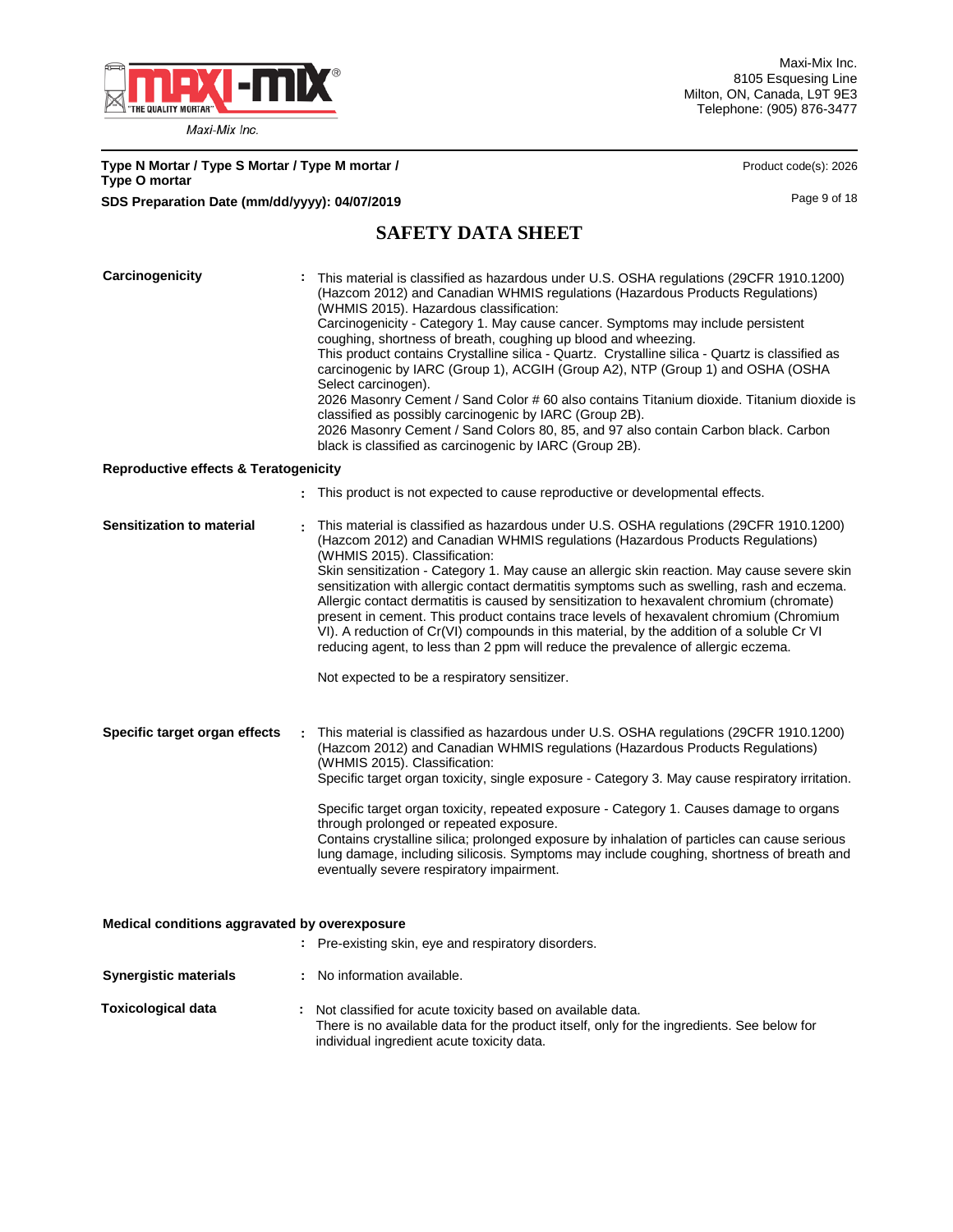**Carcinogenicity** : This material is classified as hazardous under U.S. OSHA regulations (29CFR 1910.1200) (Hazcom 2012) and Canadian WHMIS regulations (Hazardous Products Regulations) (WHMIS 2015). Hazardous classification:
Carcinogenicity - Category 1. May cause cancer. Symptoms may include persistent coughing, shortness of breath, coughing up blood and wheezing.
This product contains Crystalline silica - Quartz. Crystalline silica - Quartz is classified as carcinogenic by IARC (Group 1), ACGIH (Group A2), NTP (Group 1) and OSHA (OSHA Select carcinogen).
2026 Masonry Cement / Sand Color # 60 also contains Titanium dioxide. Titanium dioxide is classified as possibly carcinogenic by IARC (Group 2B).
2026 Masonry Cement / Sand Colors 80, 85, and 97 also contain Carbon black. Carbon black is classified as carcinogenic by IARC (Group 2B).

**Reproductive effects & Teratogenicity**

: This product is not expected to cause reproductive or developmental effects.

**Sensitization to material** : This material is classified as hazardous under U.S. OSHA regulations (29CFR 1910.1200) (Hazcom 2012) and Canadian WHMIS regulations (Hazardous Products Regulations) (WHMIS 2015). Classification:
Skin sensitization - Category 1. May cause an allergic skin reaction. May cause severe skin sensitization with allergic contact dermatitis symptoms such as swelling, rash and eczema. Allergic contact dermatitis is caused by sensitization to hexavalent chromium (chromate) present in cement. This product contains trace levels of hexavalent chromium (Chromium VI). A reduction of Cr(VI) compounds in this material, by the addition of a soluble Cr VI reducing agent, to less than 2 ppm will reduce the prevalence of allergic eczema.

Not expected to be a respiratory sensitizer.

**Specific target organ effects** : This material is classified as hazardous under U.S. OSHA regulations (29CFR 1910.1200) (Hazcom 2012) and Canadian WHMIS regulations (Hazardous Products Regulations) (WHMIS 2015). Classification:
Specific target organ toxicity, single exposure - Category 3. May cause respiratory irritation.

Specific target organ toxicity, repeated exposure - Category 1. Causes damage to organs through prolonged or repeated exposure.
Contains crystalline silica; prolonged exposure by inhalation of particles can cause serious lung damage, including silicosis. Symptoms may include coughing, shortness of breath and eventually severe respiratory impairment.

**Medical conditions aggravated by overexposure**

: Pre-existing skin, eye and respiratory disorders.

**Synergistic materials** : No information available.

**Toxicological data** : Not classified for acute toxicity based on available data.
There is no available data for the product itself, only for the ingredients. See below for individual ingredient acute toxicity data.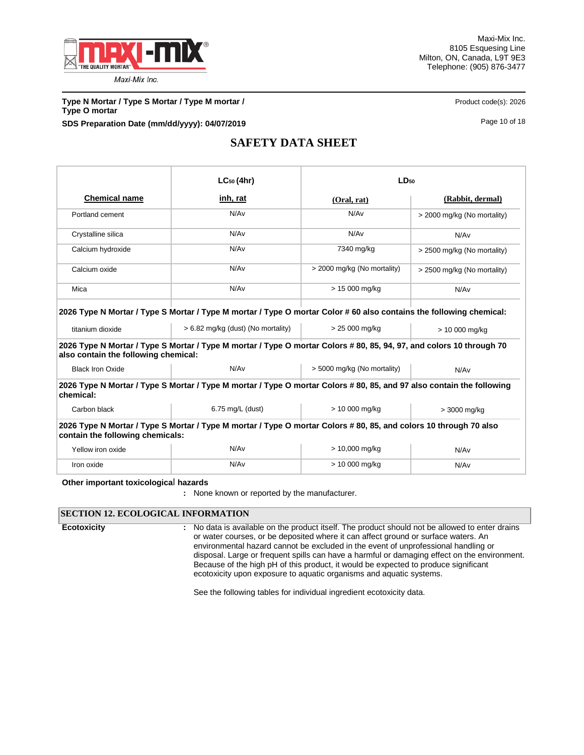| Chemical name | $LC_{50}$ (4hr) inh, rat | $LD_{50}$ (Oral, rat) | $LD_{50}$ (Rabbit, dermal) |
|---|---|---|---|
| Portland cement | N/Av | N/Av | > 2000 mg/kg (No mortality) |
| Crystalline silica | N/Av | N/Av | N/Av |
| Calcium hydroxide | N/Av | 7340 mg/kg | > 2500 mg/kg (No mortality) |
| Calcium oxide | N/Av | > 2000 mg/kg (No mortality) | > 2500 mg/kg (No mortality) |
| Mica | N/Av | > 15 000 mg/kg | N/Av |
| **2026 Type N Mortar / Type S Mortar / Type M mortar / Type O mortar Color # 60 also contains the following chemical:** | | | |
| titanium dioxide | > 6.82 mg/kg (dust) (No mortality) | > 25 000 mg/kg | > 10 000 mg/kg |
| **2026 Type N Mortar / Type S Mortar / Type M mortar / Type O mortar Colors # 80, 85, 94, 97, and colors 10 through 70 also contain the following chemical:** | | | |
| Black Iron Oxide | N/Av | > 5000 mg/kg (No mortality) | N/Av |
| **2026 Type N Mortar / Type S Mortar / Type M mortar / Type O mortar Colors # 80, 85, and 97 also contain the following chemical:** | | | |
| Carbon black | 6.75 mg/L (dust) | > 10 000 mg/kg | > 3000 mg/kg |
| **2026 Type N Mortar / Type S Mortar / Type M mortar / Type O mortar Colors # 80, 85, and colors 10 through 70 also contain the following chemicals:** | | | |
| Yellow iron oxide | N/Av | > 10,000 mg/kg | N/Av |
| Iron oxide | N/Av | > 10 000 mg/kg | N/Av |

**Other important toxicological hazards**

: None known or reported by the manufacturer.

## SECTION 12. ECOLOGICAL INFORMATION

**Ecotoxicity** : No data is available on the product itself. The product should not be allowed to enter drains or water courses, or be deposited where it can affect ground or surface waters. An environmental hazard cannot be excluded in the event of unprofessional handling or disposal. Large or frequent spills can have a harmful or damaging effect on the environment. Because of the high pH of this product, it would be expected to produce significant ecotoxicity upon exposure to aquatic organisms and aquatic systems.

See the following tables for individual ingredient ecotoxicity data.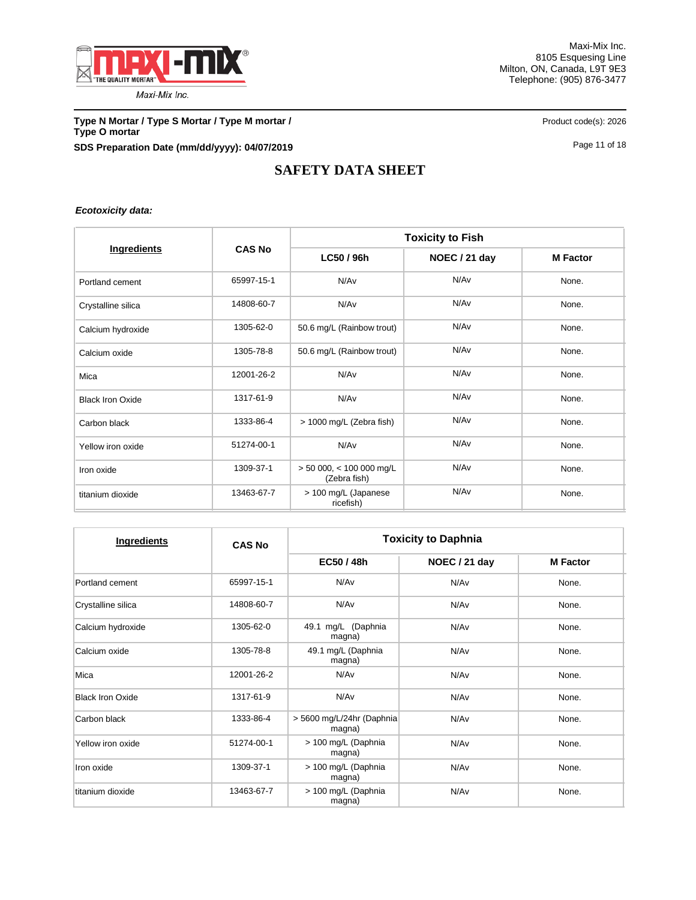***Ecotoxicity data:***

| Ingredients | CAS No | Toxicity to Fish | | |
|---|---|---|---|---|
| | | LC50 / 96h | NOEC / 21 day | M Factor |
| Portland cement | 65997-15-1 | N/Av | N/Av | None. |
| Crystalline silica | 14808-60-7 | N/Av | N/Av | None. |
| Calcium hydroxide | 1305-62-0 | 50.6 mg/L (Rainbow trout) | N/Av | None. |
| Calcium oxide | 1305-78-8 | 50.6 mg/L (Rainbow trout) | N/Av | None. |
| Mica | 12001-26-2 | N/Av | N/Av | None. |
| Black Iron Oxide | 1317-61-9 | N/Av | N/Av | None. |
| Carbon black | 1333-86-4 | > 1000 mg/L (Zebra fish) | N/Av | None. |
| Yellow iron oxide | 51274-00-1 | N/Av | N/Av | None. |
| Iron oxide | 1309-37-1 | > 50 000, < 100 000 mg/L (Zebra fish) | N/Av | None. |
| titanium dioxide | 13463-67-7 | > 100 mg/L (Japanese ricefish) | N/Av | None. |

| Ingredients | CAS No | Toxicity to Daphnia | | |
|---|---|---|---|---|
| | | EC50 / 48h | NOEC / 21 day | M Factor |
| Portland cement | 65997-15-1 | N/Av | N/Av | None. |
| Crystalline silica | 14808-60-7 | N/Av | N/Av | None. |
| Calcium hydroxide | 1305-62-0 | 49.1 mg/L (Daphnia magna) | N/Av | None. |
| Calcium oxide | 1305-78-8 | 49.1 mg/L (Daphnia magna) | N/Av | None. |
| Mica | 12001-26-2 | N/Av | N/Av | None. |
| Black Iron Oxide | 1317-61-9 | N/Av | N/Av | None. |
| Carbon black | 1333-86-4 | > 5600 mg/L/24hr (Daphnia magna) | N/Av | None. |
| Yellow iron oxide | 51274-00-1 | > 100 mg/L (Daphnia magna) | N/Av | None. |
| Iron oxide | 1309-37-1 | > 100 mg/L (Daphnia magna) | N/Av | None. |
| titanium dioxide | 13463-67-7 | > 100 mg/L (Daphnia magna) | N/Av | None. |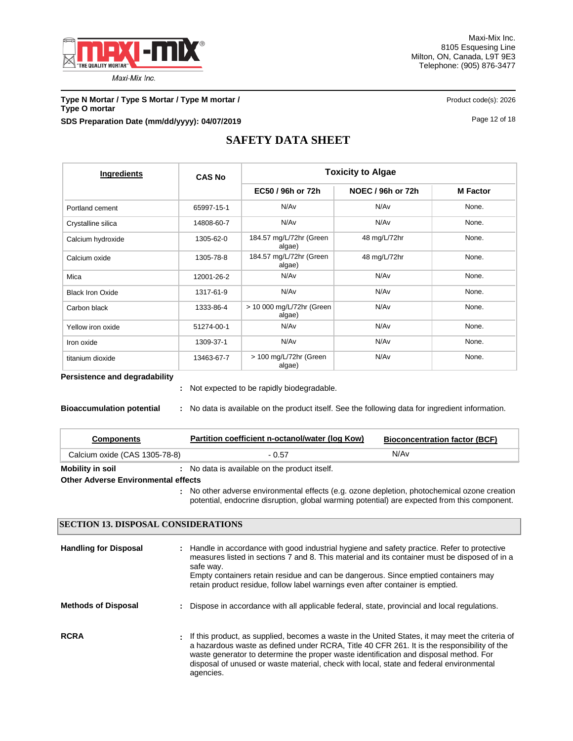# SAFETY DATA SHEET

| Ingredients | CAS No | Toxicity to Algae | | |
|---|---|---|---|---|
| | | EC50 / 96h or 72h | NOEC / 96h or 72h | M Factor |
| Portland cement | 65997-15-1 | N/Av | N/Av | None. |
| Crystalline silica | 14808-60-7 | N/Av | N/Av | None. |
| Calcium hydroxide | 1305-62-0 | 184.57 mg/L/72hr (Green algae) | 48 mg/L/72hr | None. |
| Calcium oxide | 1305-78-8 | 184.57 mg/L/72hr (Green algae) | 48 mg/L/72hr | None. |
| Mica | 12001-26-2 | N/Av | N/Av | None. |
| Black Iron Oxide | 1317-61-9 | N/Av | N/Av | None. |
| Carbon black | 1333-86-4 | > 10 000 mg/L/72hr (Green algae) | N/Av | None. |
| Yellow iron oxide | 51274-00-1 | N/Av | N/Av | None. |
| Iron oxide | 1309-37-1 | N/Av | N/Av | None. |
| titanium dioxide | 13463-67-7 | > 100 mg/L/72hr (Green algae) | N/Av | None. |

**Persistence and degradability**

: Not expected to be rapidly biodegradable.

**Bioaccumulation potential** : No data is available on the product itself. See the following data for ingredient information.

| Components | Partition coefficient n-octanol/water (log Kow) | Bioconcentration factor (BCF) |
|---|---|---|
| Calcium oxide (CAS 1305-78-8) | - 0.57 | N/Av |

**Mobility in soil** : No data is available on the product itself.

**Other Adverse Environmental effects**

: No other adverse environmental effects (e.g. ozone depletion, photochemical ozone creation potential, endocrine disruption, global warming potential) are expected from this component.

## SECTION 13. DISPOSAL CONSIDERATIONS

**Handling for Disposal** : Handle in accordance with good industrial hygiene and safety practice. Refer to protective measures listed in sections 7 and 8. This material and its container must be disposed of in a safe way.
Empty containers retain residue and can be dangerous. Since emptied containers may retain product residue, follow label warnings even after container is emptied.

**Methods of Disposal** : Dispose in accordance with all applicable federal, state, provincial and local regulations.

**RCRA** : If this product, as supplied, becomes a waste in the United States, it may meet the criteria of a hazardous waste as defined under RCRA, Title 40 CFR 261. It is the responsibility of the waste generator to determine the proper waste identification and disposal method. For disposal of unused or waste material, check with local, state and federal environmental agencies.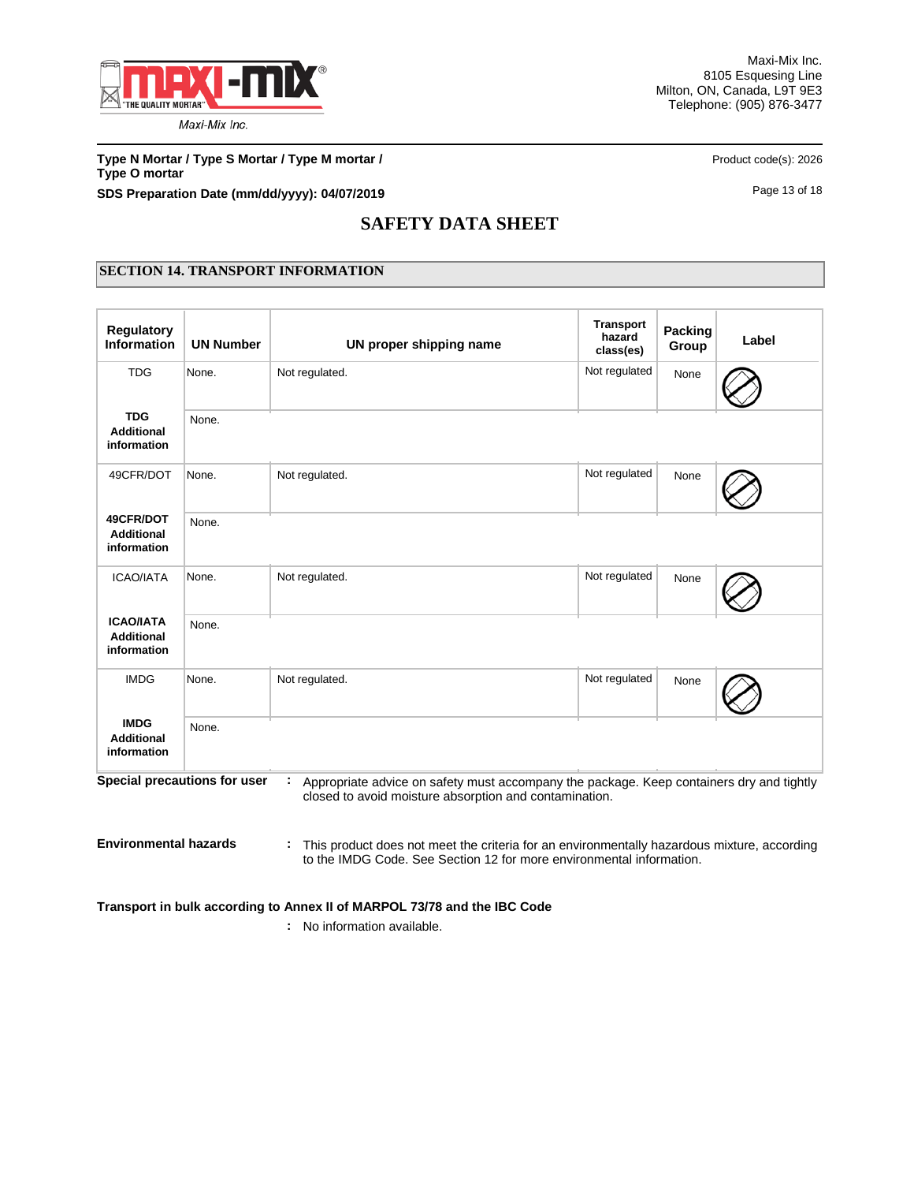Maxi-Mix Inc.
8105 Esquesing Line
Milton, ON, Canada, L9T 9E3
Telephone: (905) 876-3477

**Type N Mortar / Type S Mortar / Type M mortar / Type O mortar**

Product code(s): 2026

**SDS Preparation Date (mm/dd/yyyy): 04/07/2019**

# SAFETY DATA SHEET

## SECTION 14. TRANSPORT INFORMATION

| Regulatory Information | UN Number | UN proper shipping name | Transport hazard class(es) | Packing Group | Label |
|---|---|---|---|---|---|
| TDG | None. | Not regulated. | Not regulated | None | |
| **TDG Additional information** | None. | | | | |
| 49CFR/DOT | None. | Not regulated. | Not regulated | None | |
| **49CFR/DOT Additional information** | None. | | | | |
| ICAO/IATA | None. | Not regulated. | Not regulated | None | |
| **ICAO/IATA Additional information** | None. | | | | |
| IMDG | None. | Not regulated. | Not regulated | None | |
| **IMDG Additional information** | None. | | | | |

**Special precautions for user** : Appropriate advice on safety must accompany the package. Keep containers dry and tightly closed to avoid moisture absorption and contamination.

**Environmental hazards** : This product does not meet the criteria for an environmentally hazardous mixture, according to the IMDG Code. See Section 12 for more environmental information.

**Transport in bulk according to Annex II of MARPOL 73/78 and the IBC Code**

: No information available.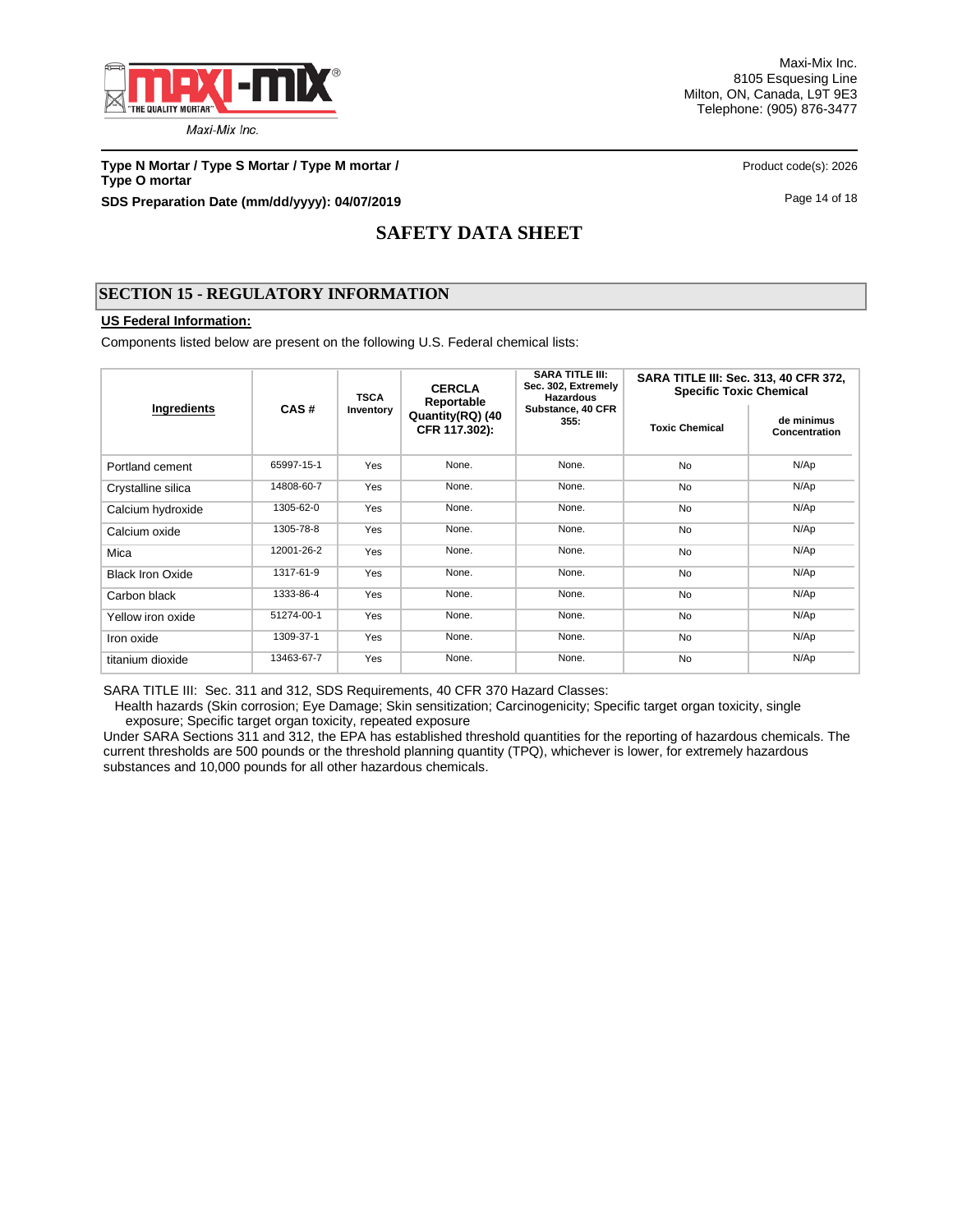## SECTION 15 - REGULATORY INFORMATION

**US Federal Information:**

Components listed below are present on the following U.S. Federal chemical lists:

| Ingredients | CAS # | TSCA Inventory | CERCLA Reportable Quantity(RQ) (40 CFR 117.302): | SARA TITLE III: Sec. 302, Extremely Hazardous Substance, 40 CFR 355: | SARA TITLE III: Sec. 313, 40 CFR 372, Specific Toxic Chemical | |
|---|---|---|---|---|---|---|
| | | | | | Toxic Chemical | de minimus Concentration |
| Portland cement | 65997-15-1 | Yes | None. | None. | No | N/Ap |
| Crystalline silica | 14808-60-7 | Yes | None. | None. | No | N/Ap |
| Calcium hydroxide | 1305-62-0 | Yes | None. | None. | No | N/Ap |
| Calcium oxide | 1305-78-8 | Yes | None. | None. | No | N/Ap |
| Mica | 12001-26-2 | Yes | None. | None. | No | N/Ap |
| Black Iron Oxide | 1317-61-9 | Yes | None. | None. | No | N/Ap |
| Carbon black | 1333-86-4 | Yes | None. | None. | No | N/Ap |
| Yellow iron oxide | 51274-00-1 | Yes | None. | None. | No | N/Ap |
| Iron oxide | 1309-37-1 | Yes | None. | None. | No | N/Ap |
| titanium dioxide | 13463-67-7 | Yes | None. | None. | No | N/Ap |

SARA TITLE III: Sec. 311 and 312, SDS Requirements, 40 CFR 370 Hazard Classes:

Health hazards (Skin corrosion; Eye Damage; Skin sensitization; Carcinogenicity; Specific target organ toxicity, single exposure; Specific target organ toxicity, repeated exposure

Under SARA Sections 311 and 312, the EPA has established threshold quantities for the reporting of hazardous chemicals. The current thresholds are 500 pounds or the threshold planning quantity (TPQ), whichever is lower, for extremely hazardous substances and 10,000 pounds for all other hazardous chemicals.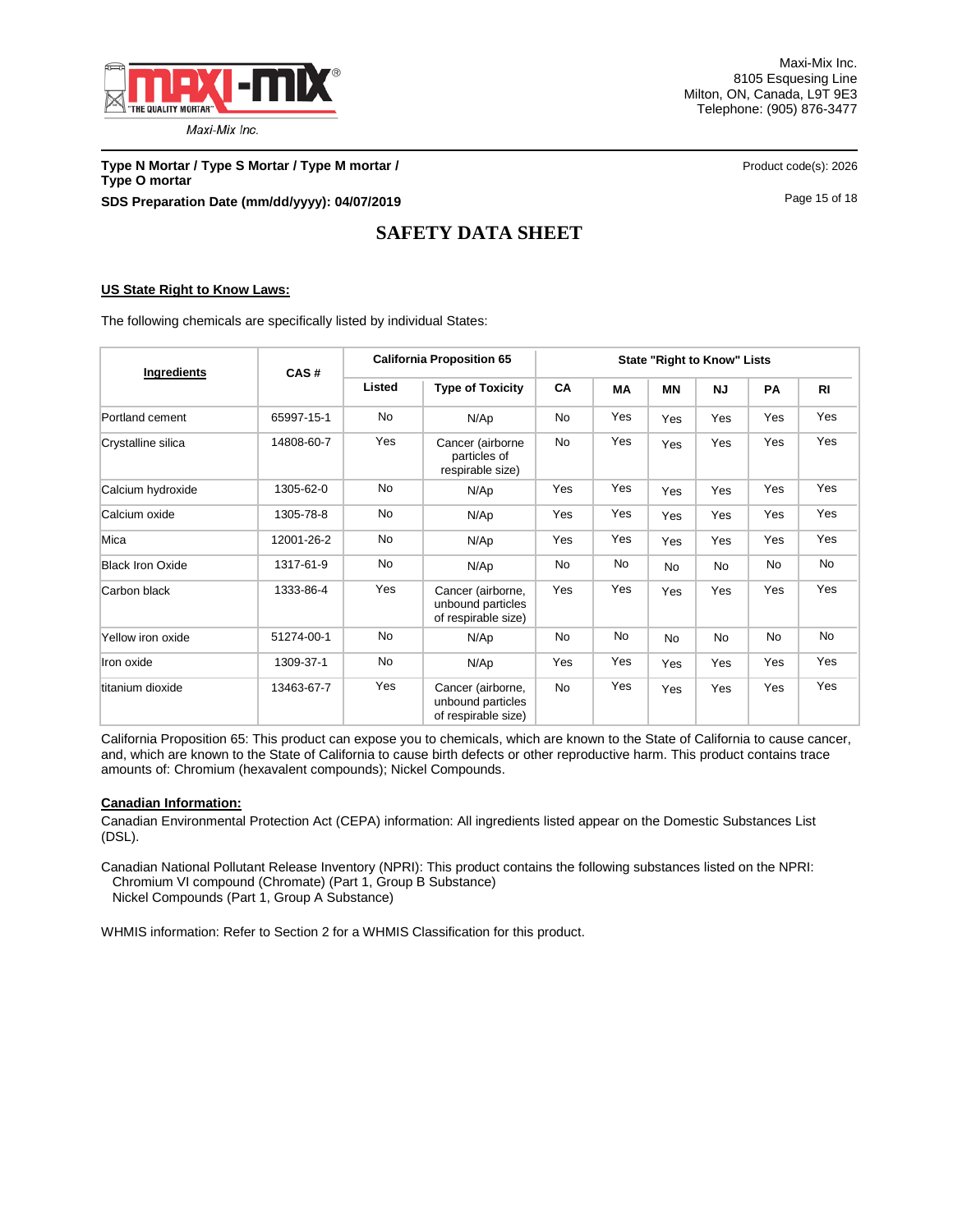## US State Right to Know Laws:

The following chemicals are specifically listed by individual States:

| Ingredients | CAS # | California Proposition 65 | | State "Right to Know" Lists | | | | | |
|---|---|---|---|---|---|---|---|---|---|
| | | Listed | Type of Toxicity | CA | MA | MN | NJ | PA | RI |
| Portland cement | 65997-15-1 | No | N/Ap | No | Yes | Yes | Yes | Yes | Yes |
| Crystalline silica | 14808-60-7 | Yes | Cancer (airborne particles of respirable size) | No | Yes | Yes | Yes | Yes | Yes |
| Calcium hydroxide | 1305-62-0 | No | N/Ap | Yes | Yes | Yes | Yes | Yes | Yes |
| Calcium oxide | 1305-78-8 | No | N/Ap | Yes | Yes | Yes | Yes | Yes | Yes |
| Mica | 12001-26-2 | No | N/Ap | Yes | Yes | Yes | Yes | Yes | Yes |
| Black Iron Oxide | 1317-61-9 | No | N/Ap | No | No | No | No | No | No |
| Carbon black | 1333-86-4 | Yes | Cancer (airborne, unbound particles of respirable size) | Yes | Yes | Yes | Yes | Yes | Yes |
| Yellow iron oxide | 51274-00-1 | No | N/Ap | No | No | No | No | No | No |
| Iron oxide | 1309-37-1 | No | N/Ap | Yes | Yes | Yes | Yes | Yes | Yes |
| titanium dioxide | 13463-67-7 | Yes | Cancer (airborne, unbound particles of respirable size) | No | Yes | Yes | Yes | Yes | Yes |

California Proposition 65: This product can expose you to chemicals, which are known to the State of California to cause cancer, and, which are known to the State of California to cause birth defects or other reproductive harm. This product contains trace amounts of: Chromium (hexavalent compounds); Nickel Compounds.

## Canadian Information:

Canadian Environmental Protection Act (CEPA) information: All ingredients listed appear on the Domestic Substances List (DSL).

Canadian National Pollutant Release Inventory (NPRI): This product contains the following substances listed on the NPRI:
Chromium VI compound (Chromate) (Part 1, Group B Substance)
Nickel Compounds (Part 1, Group A Substance)

WHMIS information: Refer to Section 2 for a WHMIS Classification for this product.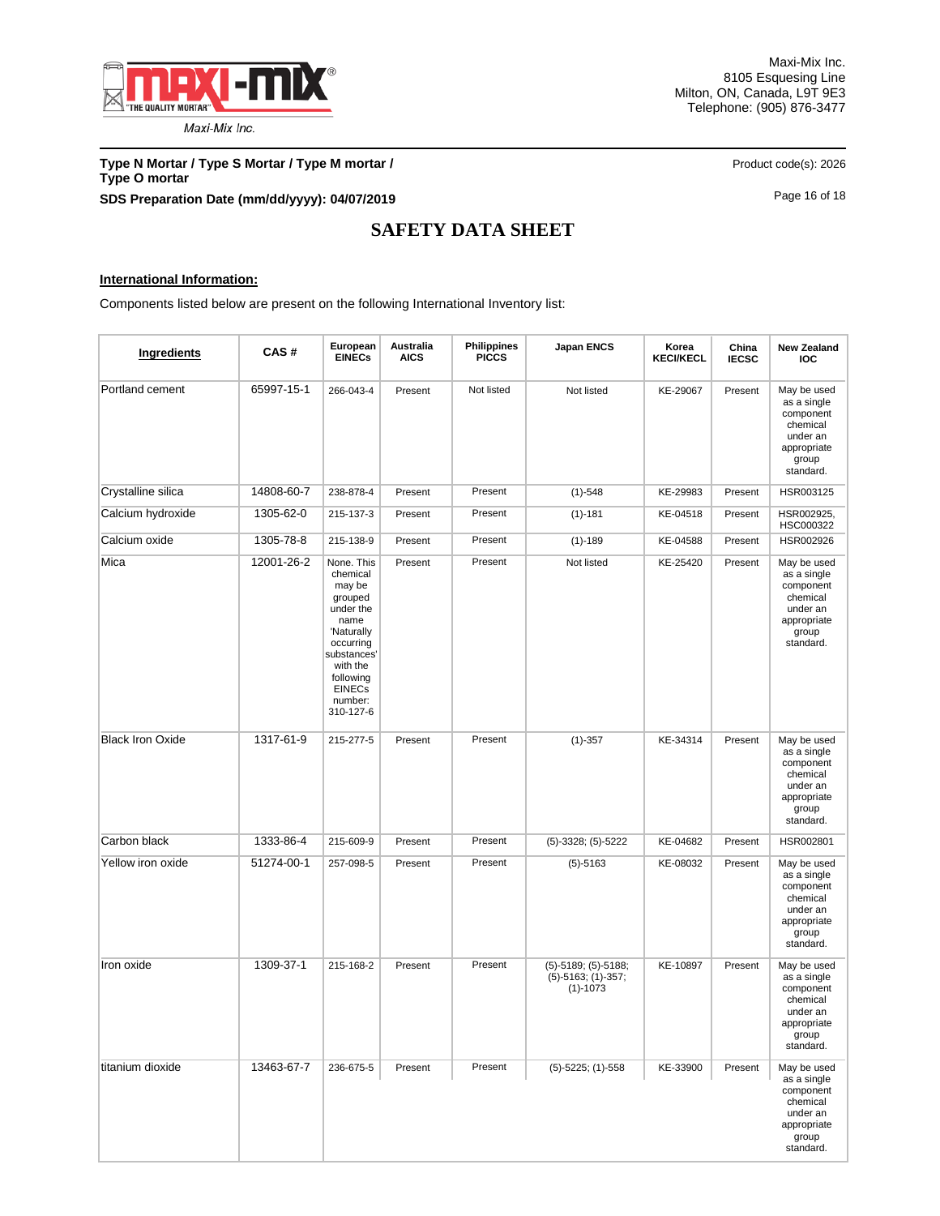**International Information:**

Components listed below are present on the following International Inventory list:

| Ingredients | CAS # | European EINECs | Australia AICS | Philippines PICCS | Japan ENCS | Korea KECI/KECL | China IECSC | New Zealand IOC |
|---|---|---|---|---|---|---|---|---|
| Portland cement | 65997-15-1 | 266-043-4 | Present | Not listed | Not listed | KE-29067 | Present | May be used as a single component chemical under an appropriate group standard. |
| Crystalline silica | 14808-60-7 | 238-878-4 | Present | Present | (1)-548 | KE-29983 | Present | HSR003125 |
| Calcium hydroxide | 1305-62-0 | 215-137-3 | Present | Present | (1)-181 | KE-04518 | Present | HSR002925, HSC000322 |
| Calcium oxide | 1305-78-8 | 215-138-9 | Present | Present | (1)-189 | KE-04588 | Present | HSR002926 |
| Mica | 12001-26-2 | None. This chemical may be grouped under the name 'Naturally occurring substances' with the following EINECs number: 310-127-6 | Present | Present | Not listed | KE-25420 | Present | May be used as a single component chemical under an appropriate group standard. |
| Black Iron Oxide | 1317-61-9 | 215-277-5 | Present | Present | (1)-357 | KE-34314 | Present | May be used as a single component chemical under an appropriate group standard. |
| Carbon black | 1333-86-4 | 215-609-9 | Present | Present | (5)-3328; (5)-5222 | KE-04682 | Present | HSR002801 |
| Yellow iron oxide | 51274-00-1 | 257-098-5 | Present | Present | (5)-5163 | KE-08032 | Present | May be used as a single component chemical under an appropriate group standard. |
| Iron oxide | 1309-37-1 | 215-168-2 | Present | Present | (5)-5189; (5)-5188; (5)-5163; (1)-357; (1)-1073 | KE-10897 | Present | May be used as a single component chemical under an appropriate group standard. |
| titanium dioxide | 13463-67-7 | 236-675-5 | Present | Present | (5)-5225; (1)-558 | KE-33900 | Present | May be used as a single component chemical under an appropriate group standard. |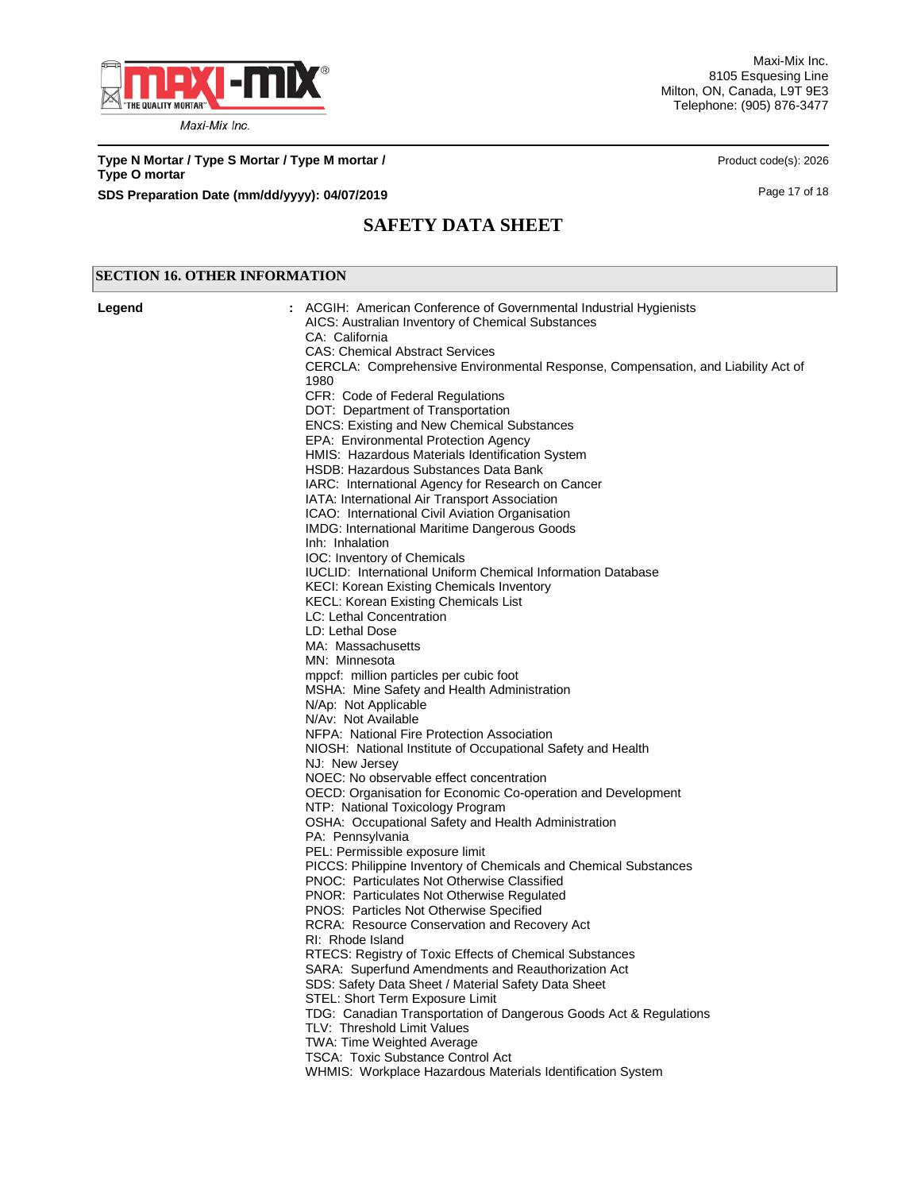## SECTION 16. OTHER INFORMATION

**Legend** :

ACGIH: American Conference of Governmental Industrial Hygienists
AICS: Australian Inventory of Chemical Substances
CA: California
CAS: Chemical Abstract Services
CERCLA: Comprehensive Environmental Response, Compensation, and Liability Act of 1980
CFR: Code of Federal Regulations
DOT: Department of Transportation
ENCS: Existing and New Chemical Substances
EPA: Environmental Protection Agency
HMIS: Hazardous Materials Identification System
HSDB: Hazardous Substances Data Bank
IARC: International Agency for Research on Cancer
IATA: International Air Transport Association
ICAO: International Civil Aviation Organisation
IMDG: International Maritime Dangerous Goods
Inh: Inhalation
IOC: Inventory of Chemicals
IUCLID: International Uniform Chemical Information Database
KECI: Korean Existing Chemicals Inventory
KECL: Korean Existing Chemicals List
LC: Lethal Concentration
LD: Lethal Dose
MA: Massachusetts
MN: Minnesota
mppcf: million particles per cubic foot
MSHA: Mine Safety and Health Administration
N/Ap: Not Applicable
N/Av: Not Available
NFPA: National Fire Protection Association
NIOSH: National Institute of Occupational Safety and Health
NJ: New Jersey
NOEC: No observable effect concentration
OECD: Organisation for Economic Co-operation and Development
NTP: National Toxicology Program
OSHA: Occupational Safety and Health Administration
PA: Pennsylvania
PEL: Permissible exposure limit
PICCS: Philippine Inventory of Chemicals and Chemical Substances
PNOC: Particulates Not Otherwise Classified
PNOR: Particulates Not Otherwise Regulated
PNOS: Particles Not Otherwise Specified
RCRA: Resource Conservation and Recovery Act
RI: Rhode Island
RTECS: Registry of Toxic Effects of Chemical Substances
SARA: Superfund Amendments and Reauthorization Act
SDS: Safety Data Sheet / Material Safety Data Sheet
STEL: Short Term Exposure Limit
TDG: Canadian Transportation of Dangerous Goods Act & Regulations
TLV: Threshold Limit Values
TWA: Time Weighted Average
TSCA: Toxic Substance Control Act
WHMIS: Workplace Hazardous Materials Identification System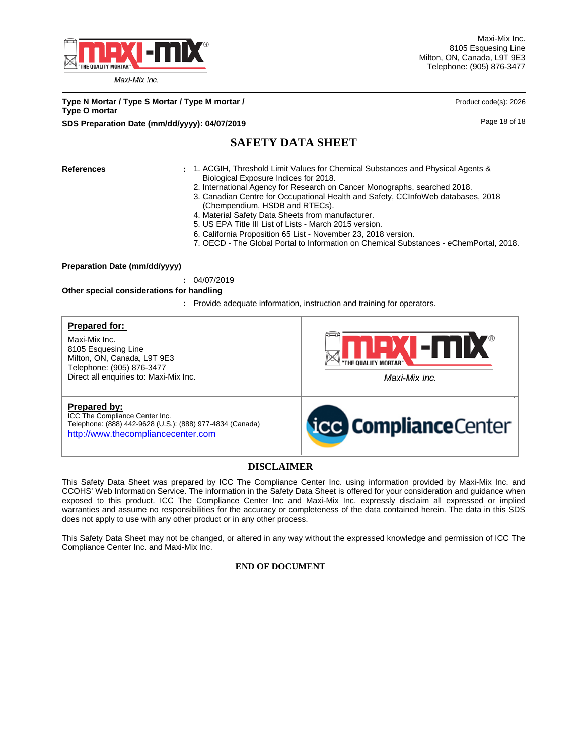# SAFETY DATA SHEET

**References** : 1. ACGIH, Threshold Limit Values for Chemical Substances and Physical Agents & Biological Exposure Indices for 2018.
2. International Agency for Research on Cancer Monographs, searched 2018.
3. Canadian Centre for Occupational Health and Safety, CCInfoWeb databases, 2018 (Chempendium, HSDB and RTECs).
4. Material Safety Data Sheets from manufacturer.
5. US EPA Title III List of Lists - March 2015 version.
6. California Proposition 65 List - November 23, 2018 version.
7. OECD - The Global Portal to Information on Chemical Substances - eChemPortal, 2018.

**Preparation Date (mm/dd/yyyy)**

: 04/07/2019

**Other special considerations for handling**

: Provide adequate information, instruction and training for operators.

| | |
|---|---|
| **Prepared for:** Maxi-Mix Inc. 8105 Esquesing Line Milton, ON, Canada, L9T 9E3 Telephone: (905) 876-3477 Direct all enquiries to: Maxi-Mix Inc. | MAXI-MIX "THE QUALITY MORTAR" Maxi-Mix Inc. |
| **Prepared by:** ICC The Compliance Center Inc. Telephone: (888) 442-9628 (U.S.): (888) 977-4834 (Canada) http://www.thecompliancecenter.com | icc ComplianceCenter |

## DISCLAIMER

This Safety Data Sheet was prepared by ICC The Compliance Center Inc. using information provided by Maxi-Mix Inc. and CCOHS' Web Information Service. The information in the Safety Data Sheet is offered for your consideration and guidance when exposed to this product. ICC The Compliance Center Inc and Maxi-Mix Inc. expressly disclaim all expressed or implied warranties and assume no responsibilities for the accuracy or completeness of the data contained herein. The data in this SDS does not apply to use with any other product or in any other process.

This Safety Data Sheet may not be changed, or altered in any way without the expressed knowledge and permission of ICC The Compliance Center Inc. and Maxi-Mix Inc.

**END OF DOCUMENT**